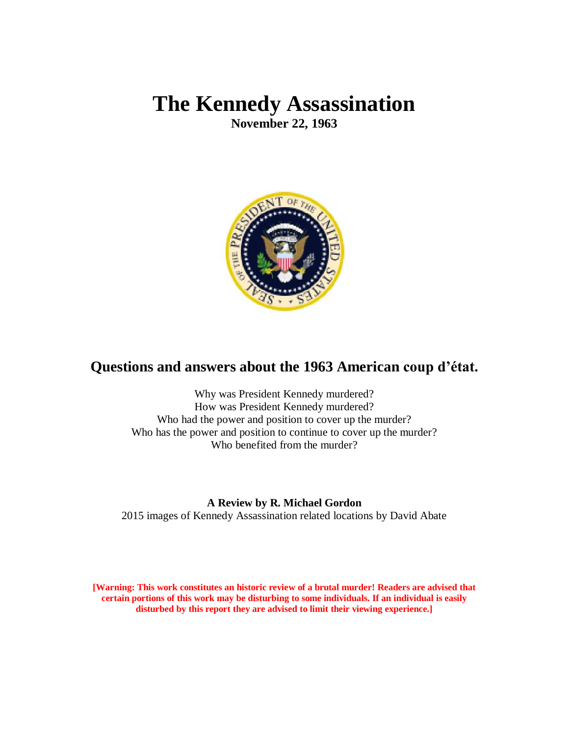# The Kennedy Assassination

**November 22, 1963**

## Questions and answers about the 1963 American coup d'état.

Why was President Kennedy murdered?
How was President Kennedy murdered?
Who had the power and position to cover up the murder?
Who has the power and position to continue to cover up the murder?
Who benefited from the murder?

**A Review by R. Michael Gordon**
2015 images of Kennedy Assassination related locations by David Abate

**[Warning: This work constitutes an historic review of a brutal murder! Readers are advised that certain portions of this work may be disturbing to some individuals. If an individual is easily disturbed by this report they are advised to limit their viewing experience.]**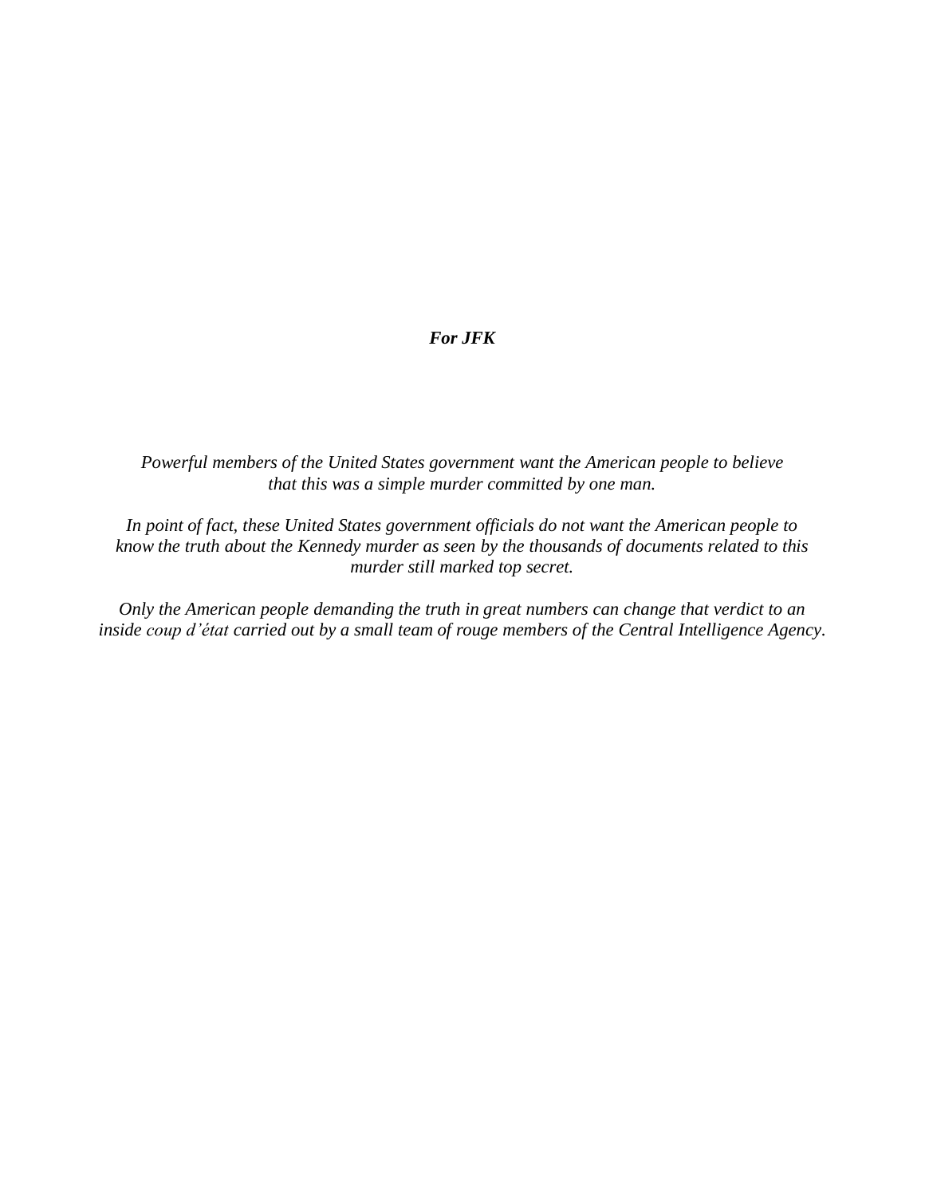***For JFK***

*Powerful members of the United States government want the American people to believe that this was a simple murder committed by one man.*

*In point of fact, these United States government officials do not want the American people to know the truth about the Kennedy murder as seen by the thousands of documents related to this murder still marked top secret.*

*Only the American people demanding the truth in great numbers can change that verdict to an inside coup d'état carried out by a small team of rouge members of the Central Intelligence Agency.*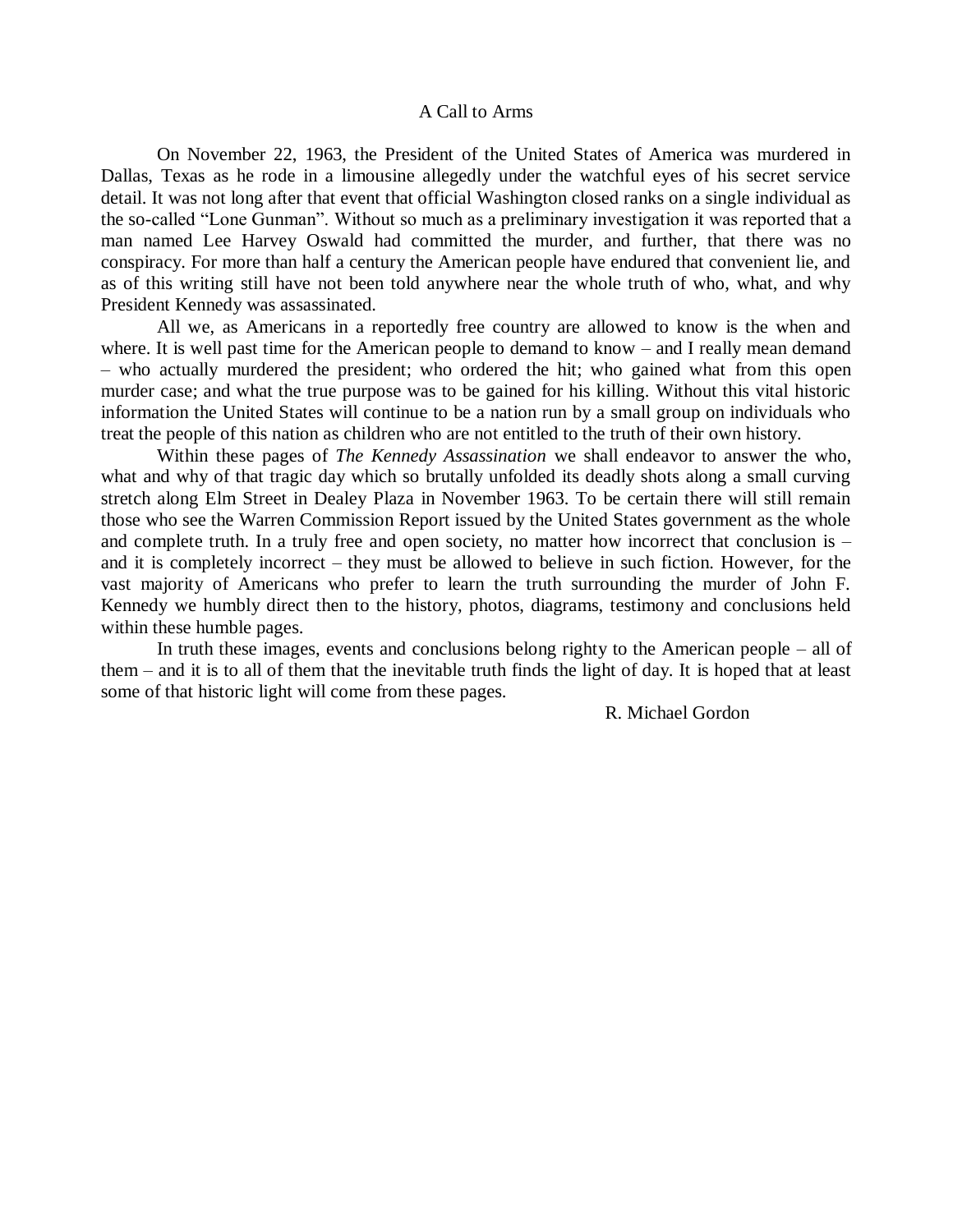# A Call to Arms

On November 22, 1963, the President of the United States of America was murdered in Dallas, Texas as he rode in a limousine allegedly under the watchful eyes of his secret service detail. It was not long after that event that official Washington closed ranks on a single individual as the so-called "Lone Gunman". Without so much as a preliminary investigation it was reported that a man named Lee Harvey Oswald had committed the murder, and further, that there was no conspiracy. For more than half a century the American people have endured that convenient lie, and as of this writing still have not been told anywhere near the whole truth of who, what, and why President Kennedy was assassinated.

All we, as Americans in a reportedly free country are allowed to know is the when and where. It is well past time for the American people to demand to know – and I really mean demand – who actually murdered the president; who ordered the hit; who gained what from this open murder case; and what the true purpose was to be gained for his killing. Without this vital historic information the United States will continue to be a nation run by a small group on individuals who treat the people of this nation as children who are not entitled to the truth of their own history.

Within these pages of *The Kennedy Assassination* we shall endeavor to answer the who, what and why of that tragic day which so brutally unfolded its deadly shots along a small curving stretch along Elm Street in Dealey Plaza in November 1963. To be certain there will still remain those who see the Warren Commission Report issued by the United States government as the whole and complete truth. In a truly free and open society, no matter how incorrect that conclusion is – and it is completely incorrect – they must be allowed to believe in such fiction. However, for the vast majority of Americans who prefer to learn the truth surrounding the murder of John F. Kennedy we humbly direct then to the history, photos, diagrams, testimony and conclusions held within these humble pages.

In truth these images, events and conclusions belong righty to the American people – all of them – and it is to all of them that the inevitable truth finds the light of day. It is hoped that at least some of that historic light will come from these pages.

R. Michael Gordon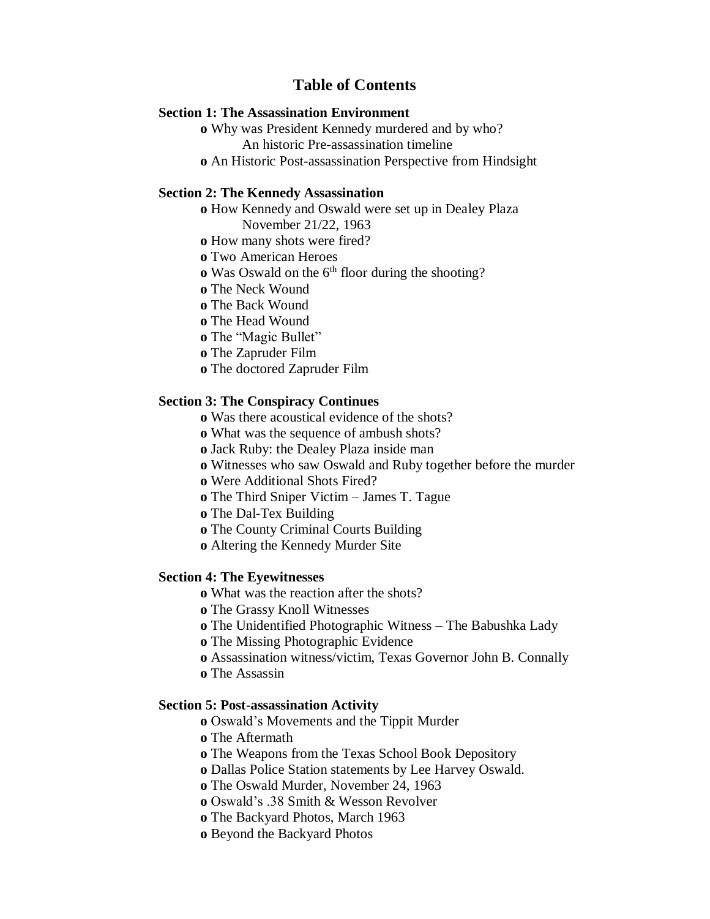# Table of Contents

**Section 1: The Assassination Environment**

- Why was President Kennedy murdered and by who?
  An historic Pre-assassination timeline
- An Historic Post-assassination Perspective from Hindsight

**Section 2: The Kennedy Assassination**

- How Kennedy and Oswald were set up in Dealey Plaza
  November 21/22, 1963
- How many shots were fired?
- Two American Heroes
- Was Oswald on the 6th floor during the shooting?
- The Neck Wound
- The Back Wound
- The Head Wound
- The "Magic Bullet"
- The Zapruder Film
- The doctored Zapruder Film

**Section 3: The Conspiracy Continues**

- Was there acoustical evidence of the shots?
- What was the sequence of ambush shots?
- Jack Ruby: the Dealey Plaza inside man
- Witnesses who saw Oswald and Ruby together before the murder
- Were Additional Shots Fired?
- The Third Sniper Victim – James T. Tague
- The Dal-Tex Building
- The County Criminal Courts Building
- Altering the Kennedy Murder Site

**Section 4: The Eyewitnesses**

- What was the reaction after the shots?
- The Grassy Knoll Witnesses
- The Unidentified Photographic Witness – The Babushka Lady
- The Missing Photographic Evidence
- Assassination witness/victim, Texas Governor John B. Connally
- The Assassin

**Section 5: Post-assassination Activity**

- Oswald's Movements and the Tippit Murder
- The Aftermath
- The Weapons from the Texas School Book Depository
- Dallas Police Station statements by Lee Harvey Oswald.
- The Oswald Murder, November 24, 1963
- Oswald's .38 Smith & Wesson Revolver
- The Backyard Photos, March 1963
- Beyond the Backyard Photos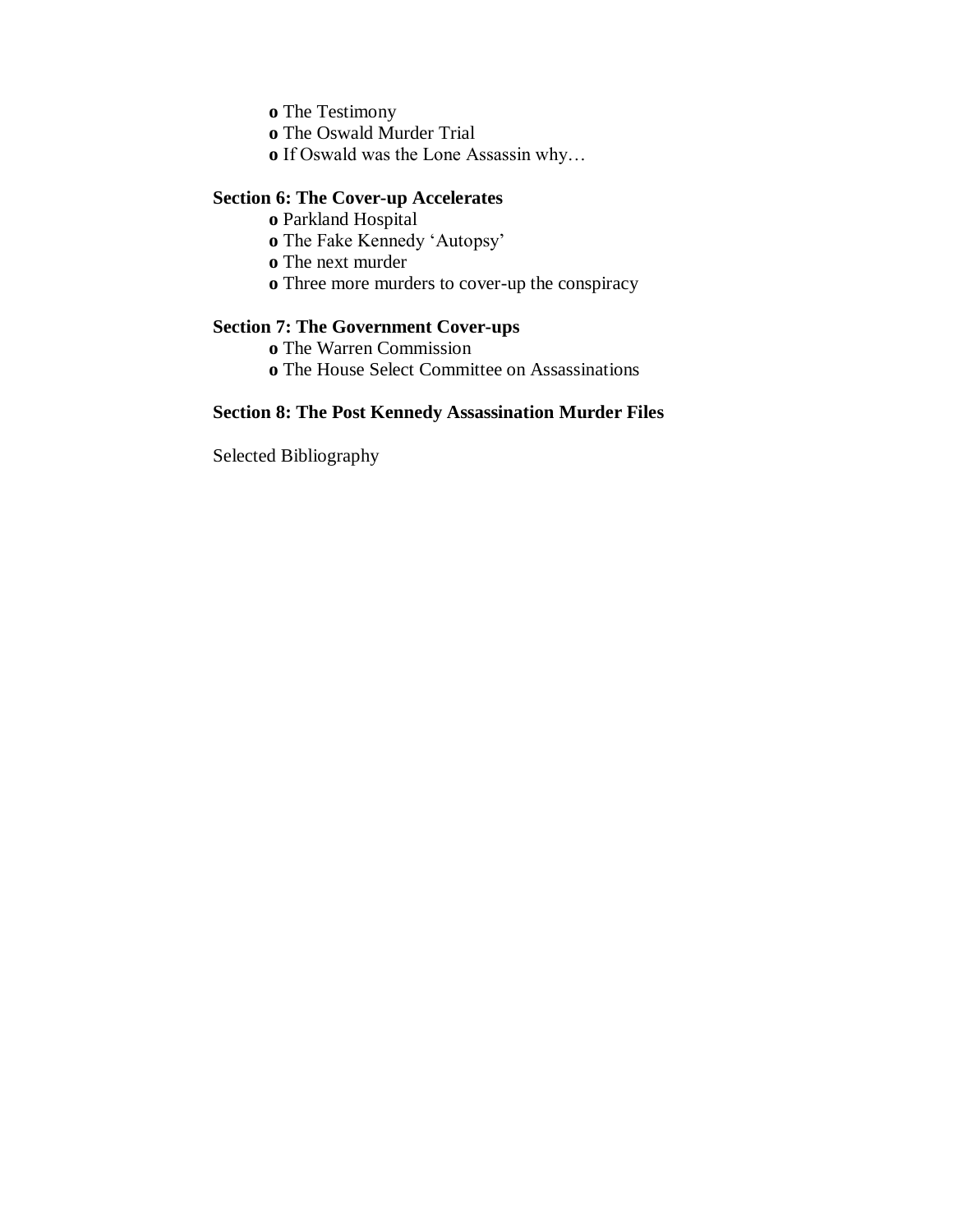- The Testimony
- The Oswald Murder Trial
- If Oswald was the Lone Assassin why…

**Section 6: The Cover-up Accelerates**

- Parkland Hospital
- The Fake Kennedy 'Autopsy'
- The next murder
- Three more murders to cover-up the conspiracy

**Section 7: The Government Cover-ups**

- The Warren Commission
- The House Select Committee on Assassinations

**Section 8: The Post Kennedy Assassination Murder Files**

Selected Bibliography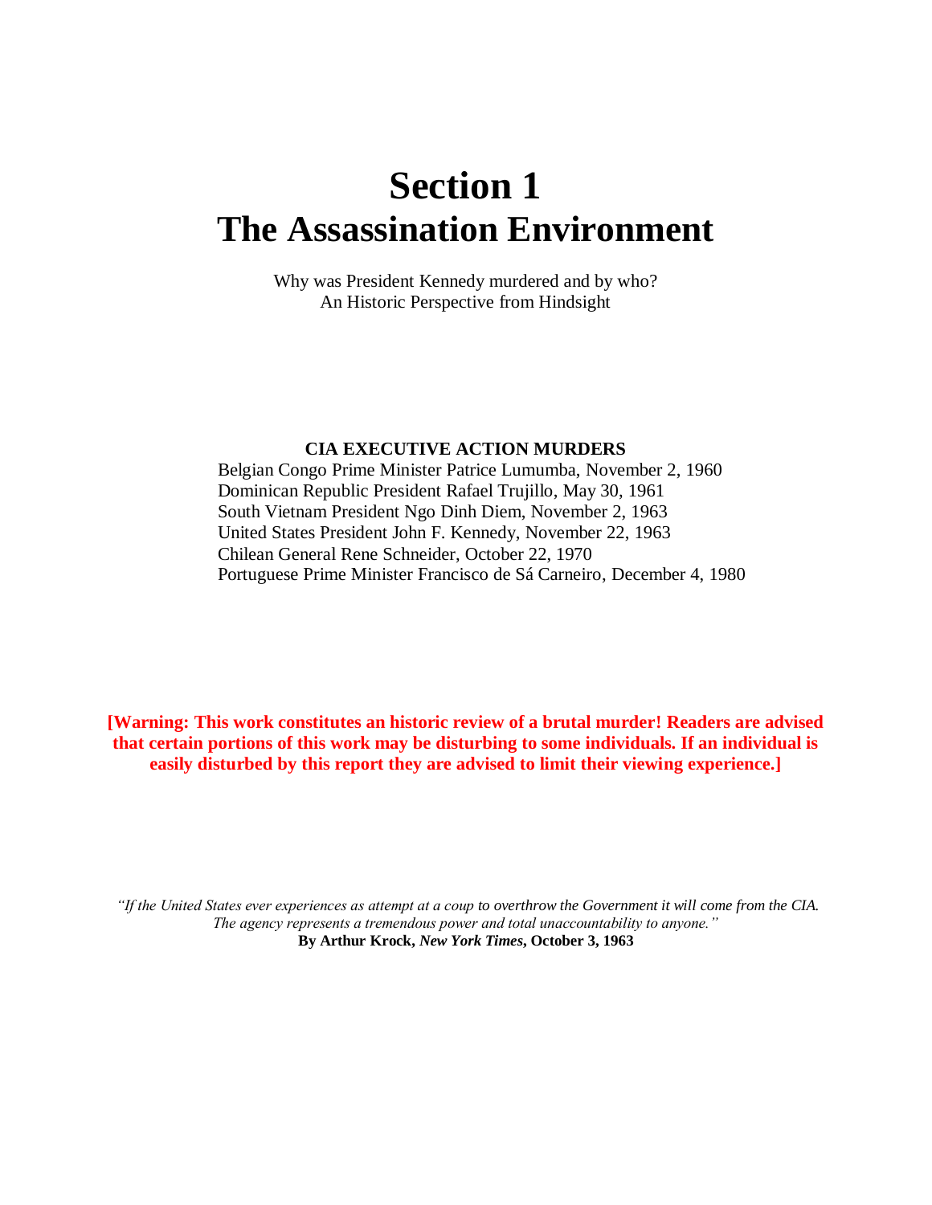# Section 1
# The Assassination Environment

Why was President Kennedy murdered and by who?
An Historic Perspective from Hindsight

**CIA EXECUTIVE ACTION MURDERS**

Belgian Congo Prime Minister Patrice Lumumba, November 2, 1960
Dominican Republic President Rafael Trujillo, May 30, 1961
South Vietnam President Ngo Dinh Diem, November 2, 1963
United States President John F. Kennedy, November 22, 1963
Chilean General Rene Schneider, October 22, 1970
Portuguese Prime Minister Francisco de Sá Carneiro, December 4, 1980

**[Warning: This work constitutes an historic review of a brutal murder! Readers are advised that certain portions of this work may be disturbing to some individuals. If an individual is easily disturbed by this report they are advised to limit their viewing experience.]**

*"If the United States ever experiences as attempt at a coup to overthrow the Government it will come from the CIA. The agency represents a tremendous power and total unaccountability to anyone."*
**By Arthur Krock, *New York Times*, October 3, 1963**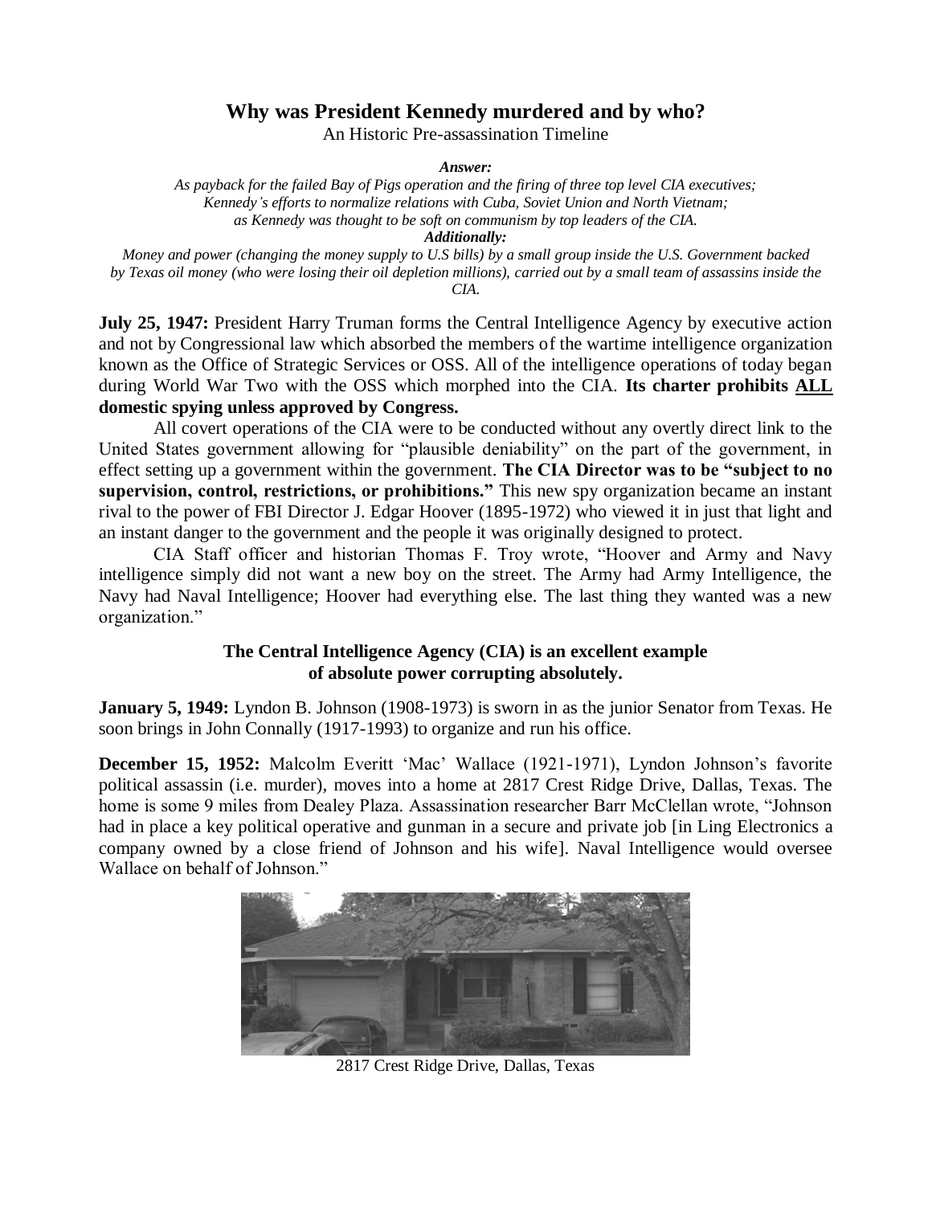# Why was President Kennedy murdered and by who?

An Historic Pre-assassination Timeline

***Answer:***

*As payback for the failed Bay of Pigs operation and the firing of three top level CIA executives; Kennedy's efforts to normalize relations with Cuba, Soviet Union and North Vietnam; as Kennedy was thought to be soft on communism by top leaders of the CIA.*

***Additionally:***

*Money and power (changing the money supply to U.S bills) by a small group inside the U.S. Government backed by Texas oil money (who were losing their oil depletion millions), carried out by a small team of assassins inside the CIA.*

**July 25, 1947:** President Harry Truman forms the Central Intelligence Agency by executive action and not by Congressional law which absorbed the members of the wartime intelligence organization known as the Office of Strategic Services or OSS. All of the intelligence operations of today began during World War Two with the OSS which morphed into the CIA. **Its charter prohibits <u>ALL</u> domestic spying unless approved by Congress.**

All covert operations of the CIA were to be conducted without any overtly direct link to the United States government allowing for "plausible deniability" on the part of the government, in effect setting up a government within the government. **The CIA Director was to be "subject to no supervision, control, restrictions, or prohibitions."** This new spy organization became an instant rival to the power of FBI Director J. Edgar Hoover (1895-1972) who viewed it in just that light and an instant danger to the government and the people it was originally designed to protect.

CIA Staff officer and historian Thomas F. Troy wrote, "Hoover and Army and Navy intelligence simply did not want a new boy on the street. The Army had Army Intelligence, the Navy had Naval Intelligence; Hoover had everything else. The last thing they wanted was a new organization."

**The Central Intelligence Agency (CIA) is an excellent example of absolute power corrupting absolutely.**

**January 5, 1949:** Lyndon B. Johnson (1908-1973) is sworn in as the junior Senator from Texas. He soon brings in John Connally (1917-1993) to organize and run his office.

**December 15, 1952:** Malcolm Everitt 'Mac' Wallace (1921-1971), Lyndon Johnson's favorite political assassin (i.e. murder), moves into a home at 2817 Crest Ridge Drive, Dallas, Texas. The home is some 9 miles from Dealey Plaza. Assassination researcher Barr McClellan wrote, "Johnson had in place a key political operative and gunman in a secure and private job [in Ling Electronics a company owned by a close friend of Johnson and his wife]. Naval Intelligence would oversee Wallace on behalf of Johnson."

2817 Crest Ridge Drive, Dallas, Texas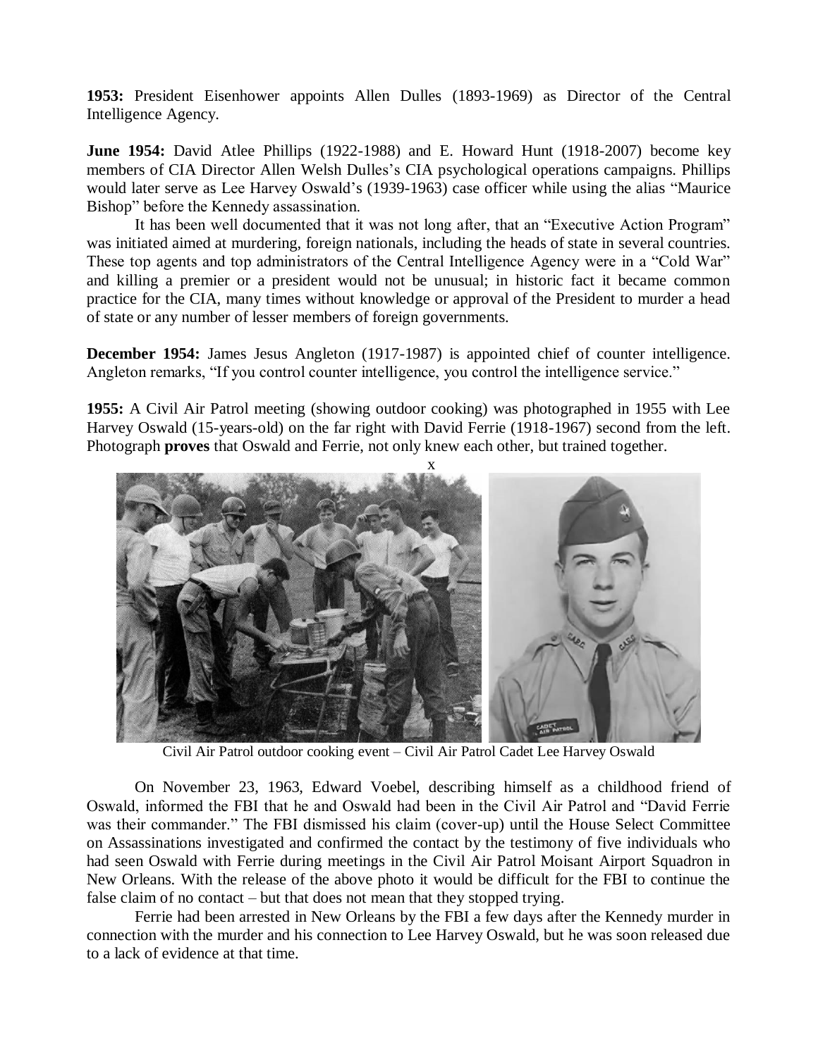**1953:** President Eisenhower appoints Allen Dulles (1893-1969) as Director of the Central Intelligence Agency.

**June 1954:** David Atlee Phillips (1922-1988) and E. Howard Hunt (1918-2007) become key members of CIA Director Allen Welsh Dulles's CIA psychological operations campaigns. Phillips would later serve as Lee Harvey Oswald's (1939-1963) case officer while using the alias "Maurice Bishop" before the Kennedy assassination.

It has been well documented that it was not long after, that an "Executive Action Program" was initiated aimed at murdering, foreign nationals, including the heads of state in several countries. These top agents and top administrators of the Central Intelligence Agency were in a "Cold War" and killing a premier or a president would not be unusual; in historic fact it became common practice for the CIA, many times without knowledge or approval of the President to murder a head of state or any number of lesser members of foreign governments.

**December 1954:** James Jesus Angleton (1917-1987) is appointed chief of counter intelligence. Angleton remarks, "If you control counter intelligence, you control the intelligence service."

**1955:** A Civil Air Patrol meeting (showing outdoor cooking) was photographed in 1955 with Lee Harvey Oswald (15-years-old) on the far right with David Ferrie (1918-1967) second from the left. Photograph **proves** that Oswald and Ferrie, not only knew each other, but trained together.

Civil Air Patrol outdoor cooking event – Civil Air Patrol Cadet Lee Harvey Oswald

On November 23, 1963, Edward Voebel, describing himself as a childhood friend of Oswald, informed the FBI that he and Oswald had been in the Civil Air Patrol and "David Ferrie was their commander." The FBI dismissed his claim (cover-up) until the House Select Committee on Assassinations investigated and confirmed the contact by the testimony of five individuals who had seen Oswald with Ferrie during meetings in the Civil Air Patrol Moisant Airport Squadron in New Orleans. With the release of the above photo it would be difficult for the FBI to continue the false claim of no contact – but that does not mean that they stopped trying.

Ferrie had been arrested in New Orleans by the FBI a few days after the Kennedy murder in connection with the murder and his connection to Lee Harvey Oswald, but he was soon released due to a lack of evidence at that time.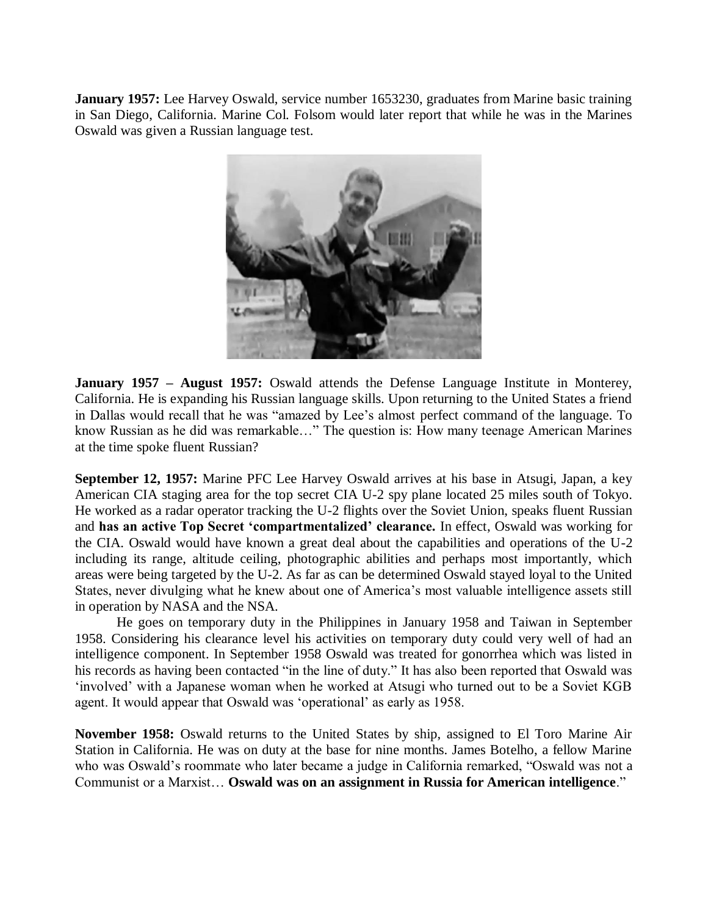**January 1957:** Lee Harvey Oswald, service number 1653230, graduates from Marine basic training in San Diego, California. Marine Col. Folsom would later report that while he was in the Marines Oswald was given a Russian language test.

**January 1957 – August 1957:** Oswald attends the Defense Language Institute in Monterey, California. He is expanding his Russian language skills. Upon returning to the United States a friend in Dallas would recall that he was "amazed by Lee's almost perfect command of the language. To know Russian as he did was remarkable…" The question is: How many teenage American Marines at the time spoke fluent Russian?

**September 12, 1957:** Marine PFC Lee Harvey Oswald arrives at his base in Atsugi, Japan, a key American CIA staging area for the top secret CIA U-2 spy plane located 25 miles south of Tokyo. He worked as a radar operator tracking the U-2 flights over the Soviet Union, speaks fluent Russian and **has an active Top Secret 'compartmentalized' clearance.** In effect, Oswald was working for the CIA. Oswald would have known a great deal about the capabilities and operations of the U-2 including its range, altitude ceiling, photographic abilities and perhaps most importantly, which areas were being targeted by the U-2. As far as can be determined Oswald stayed loyal to the United States, never divulging what he knew about one of America's most valuable intelligence assets still in operation by NASA and the NSA.

He goes on temporary duty in the Philippines in January 1958 and Taiwan in September 1958. Considering his clearance level his activities on temporary duty could very well of had an intelligence component. In September 1958 Oswald was treated for gonorrhea which was listed in his records as having been contacted "in the line of duty." It has also been reported that Oswald was 'involved' with a Japanese woman when he worked at Atsugi who turned out to be a Soviet KGB agent. It would appear that Oswald was 'operational' as early as 1958.

**November 1958:** Oswald returns to the United States by ship, assigned to El Toro Marine Air Station in California. He was on duty at the base for nine months. James Botelho, a fellow Marine who was Oswald's roommate who later became a judge in California remarked, "Oswald was not a Communist or a Marxist… **Oswald was on an assignment in Russia for American intelligence**."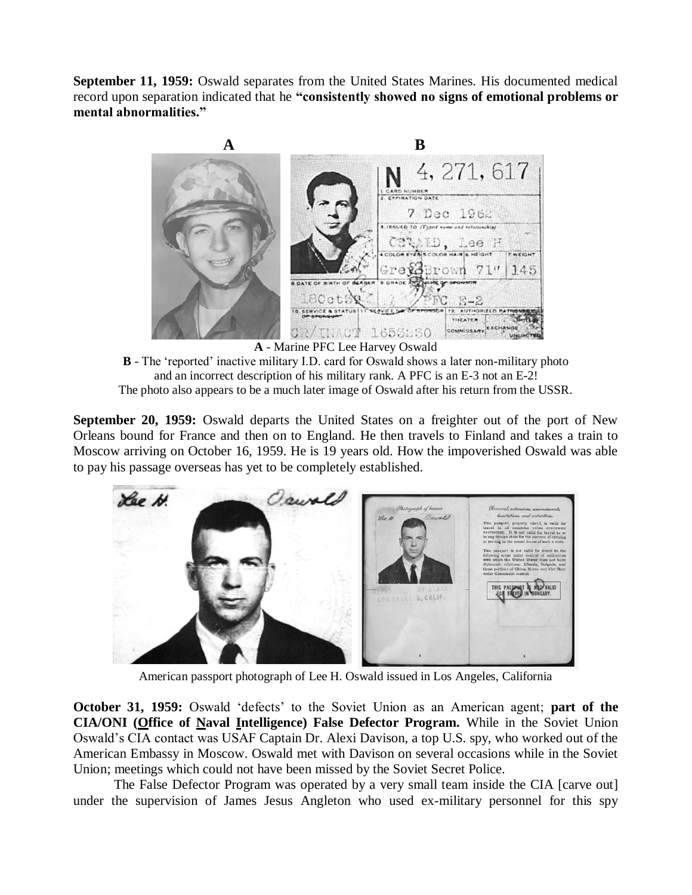**September 11, 1959:** Oswald separates from the United States Marines. His documented medical record upon separation indicated that he **"consistently showed no signs of emotional problems or mental abnormalities."**

**A** - Marine PFC Lee Harvey Oswald

**B** - The 'reported' inactive military I.D. card for Oswald shows a later non-military photo and an incorrect description of his military rank. A PFC is an E-3 not an E-2! The photo also appears to be a much later image of Oswald after his return from the USSR.

**September 20, 1959:** Oswald departs the United States on a freighter out of the port of New Orleans bound for France and then on to England. He then travels to Finland and takes a train to Moscow arriving on October 16, 1959. He is 19 years old. How the impoverished Oswald was able to pay his passage overseas has yet to be completely established.

American passport photograph of Lee H. Oswald issued in Los Angeles, California

**October 31, 1959:** Oswald 'defects' to the Soviet Union as an American agent; **part of the CIA/ONI (Office of Naval Intelligence) False Defector Program.** While in the Soviet Union Oswald's CIA contact was USAF Captain Dr. Alexi Davison, a top U.S. spy, who worked out of the American Embassy in Moscow. Oswald met with Davison on several occasions while in the Soviet Union; meetings which could not have been missed by the Soviet Secret Police.

The False Defector Program was operated by a very small team inside the CIA [carve out] under the supervision of James Jesus Angleton who used ex-military personnel for this spy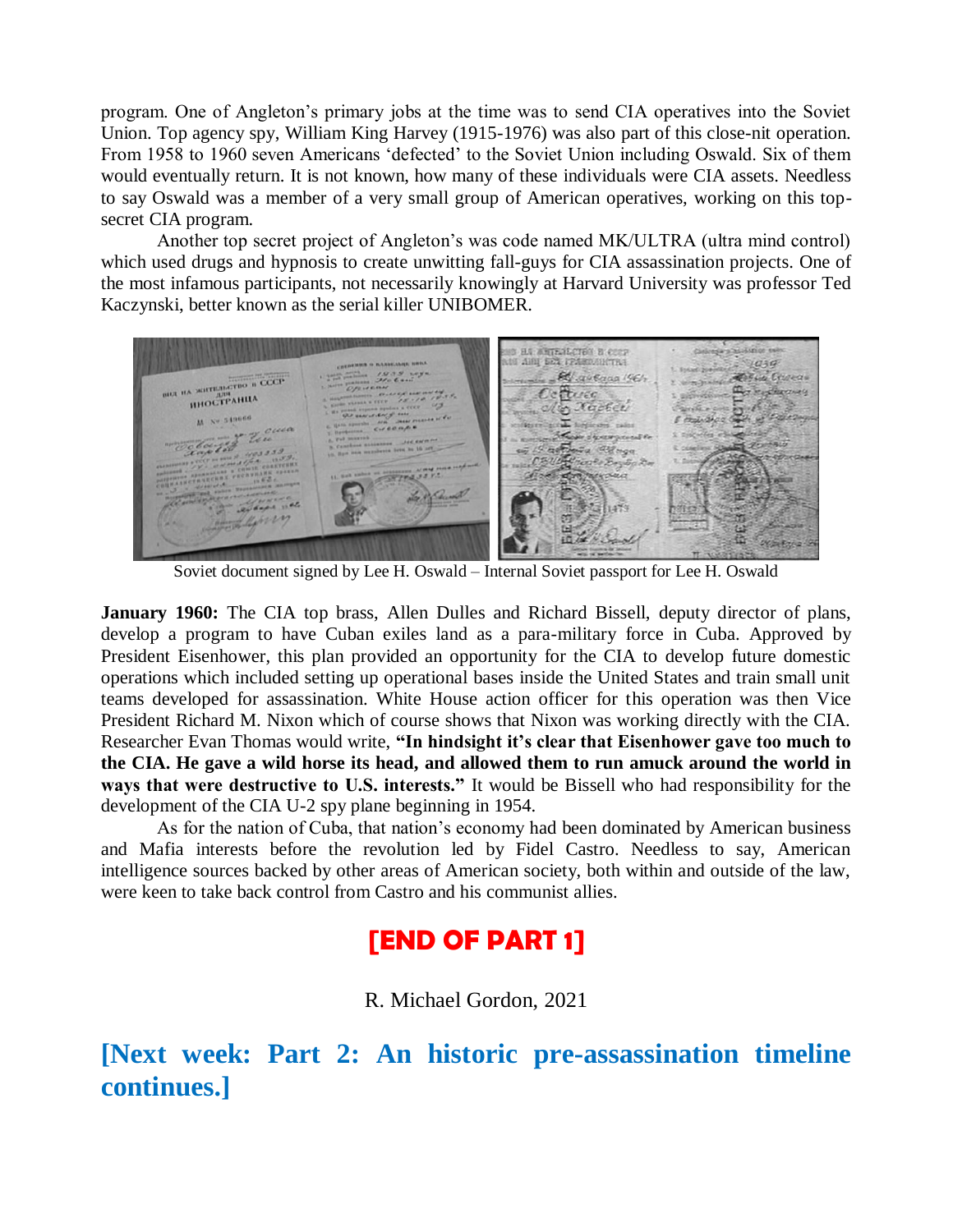program. One of Angleton's primary jobs at the time was to send CIA operatives into the Soviet Union. Top agency spy, William King Harvey (1915-1976) was also part of this close-nit operation. From 1958 to 1960 seven Americans 'defected' to the Soviet Union including Oswald. Six of them would eventually return. It is not known, how many of these individuals were CIA assets. Needless to say Oswald was a member of a very small group of American operatives, working on this top-secret CIA program.

Another top secret project of Angleton's was code named MK/ULTRA (ultra mind control) which used drugs and hypnosis to create unwitting fall-guys for CIA assassination projects. One of the most infamous participants, not necessarily knowingly at Harvard University was professor Ted Kaczynski, better known as the serial killer UNIBOMER.

Soviet document signed by Lee H. Oswald – Internal Soviet passport for Lee H. Oswald

**January 1960:** The CIA top brass, Allen Dulles and Richard Bissell, deputy director of plans, develop a program to have Cuban exiles land as a para-military force in Cuba. Approved by President Eisenhower, this plan provided an opportunity for the CIA to develop future domestic operations which included setting up operational bases inside the United States and train small unit teams developed for assassination. White House action officer for this operation was then Vice President Richard M. Nixon which of course shows that Nixon was working directly with the CIA. Researcher Evan Thomas would write, **"In hindsight it's clear that Eisenhower gave too much to the CIA. He gave a wild horse its head, and allowed them to run amuck around the world in ways that were destructive to U.S. interests."** It would be Bissell who had responsibility for the development of the CIA U-2 spy plane beginning in 1954.

As for the nation of Cuba, that nation's economy had been dominated by American business and Mafia interests before the revolution led by Fidel Castro. Needless to say, American intelligence sources backed by other areas of American society, both within and outside of the law, were keen to take back control from Castro and his communist allies.

## [END OF PART 1]

R. Michael Gordon, 2021

## [Next week: Part 2: An historic pre-assassination timeline continues.]